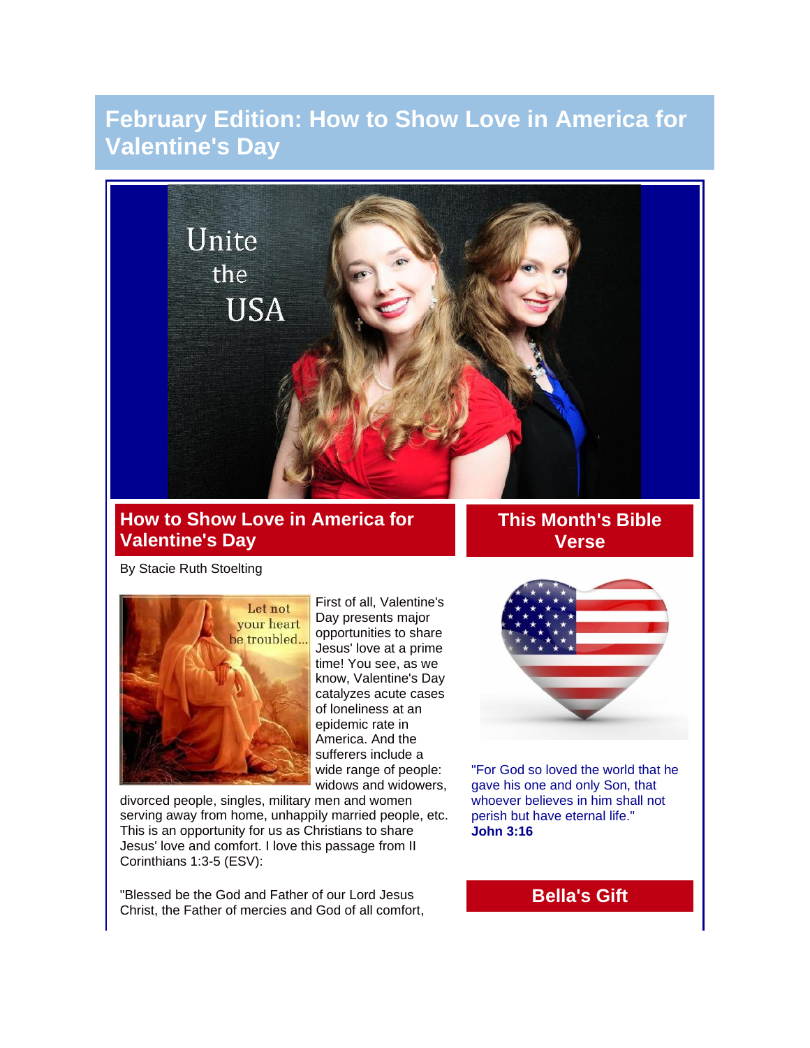# February Edition: How to Show Love in America for Valentine's Day

## How to Show Love in America for Valentine's Day

By Stacie Ruth Stoelting

First of all, Valentine's Day presents major opportunities to share Jesus' love at a prime time! You see, as we know, Valentine's Day catalyzes acute cases of loneliness at an epidemic rate in America. And the sufferers include a wide range of people: widows and widowers, divorced people, singles, military men and women serving away from home, unhappily married people, etc. This is an opportunity for us as Christians to share Jesus' love and comfort. I love this passage from II Corinthians 1:3-5 (ESV):

"Blessed be the God and Father of our Lord Jesus Christ, the Father of mercies and God of all comfort,

## This Month's Bible Verse

"For God so loved the world that he gave his one and only Son, that whoever believes in him shall not perish but have eternal life."
**John 3:16**

## Bella's Gift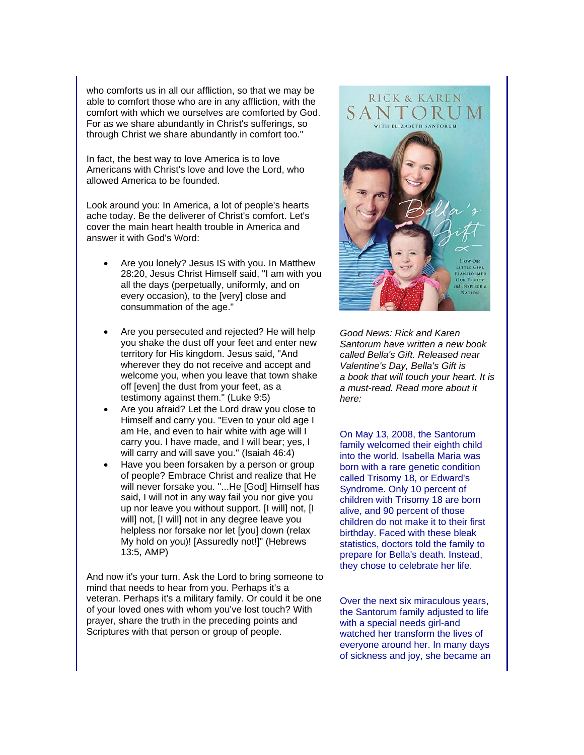who comforts us in all our affliction, so that we may be able to comfort those who are in any affliction, with the comfort with which we ourselves are comforted by God. For as we share abundantly in Christ's sufferings, so through Christ we share abundantly in comfort too."

In fact, the best way to love America is to love Americans with Christ's love and love the Lord, who allowed America to be founded.

Look around you: In America, a lot of people's hearts ache today. Be the deliverer of Christ's comfort. Let's cover the main heart health trouble in America and answer it with God's Word:

- Are you lonely? Jesus IS with you. In Matthew 28:20, Jesus Christ Himself said, "I am with you all the days (perpetually, uniformly, and on every occasion), to the [very] close and consummation of the age."

- Are you persecuted and rejected? He will help you shake the dust off your feet and enter new territory for His kingdom. Jesus said, "And wherever they do not receive and accept and welcome you, when you leave that town shake off [even] the dust from your feet, as a testimony against them." (Luke 9:5)
- Are you afraid? Let the Lord draw you close to Himself and carry you. "Even to your old age I am He, and even to hair white with age will I carry you. I have made, and I will bear; yes, I will carry and will save you." (Isaiah 46:4)
- Have you been forsaken by a person or group of people? Embrace Christ and realize that He will never forsake you. "...He [God] Himself has said, I will not in any way fail you nor give you up nor leave you without support. [I will] not, [I will] not, [I will] not in any degree leave you helpless nor forsake nor let [you] down (relax My hold on you)! [Assuredly not!]" (Hebrews 13:5, AMP)

And now it's your turn. Ask the Lord to bring someone to mind that needs to hear from you. Perhaps it's a veteran. Perhaps it's a military family. Or could it be one of your loved ones with whom you've lost touch? With prayer, share the truth in the preceding points and Scriptures with that person or group of people.

RICK & KAREN SANTORUM WITH ELIZABETH SANTORUM

Bella's Gift

How One Little Girl Transformed Our Family and Inspired a Nation

*Good News: Rick and Karen Santorum have written a new book called Bella's Gift. Released near Valentine's Day, Bella's Gift is a book that will touch your heart. It is a must-read. Read more about it here:*

On May 13, 2008, the Santorum family welcomed their eighth child into the world. Isabella Maria was born with a rare genetic condition called Trisomy 18, or Edward's Syndrome. Only 10 percent of children with Trisomy 18 are born alive, and 90 percent of those children do not make it to their first birthday. Faced with these bleak statistics, doctors told the family to prepare for Bella's death. Instead, they chose to celebrate her life.

Over the next six miraculous years, the Santorum family adjusted to life with a special needs girl-and watched her transform the lives of everyone around her. In many days of sickness and joy, she became an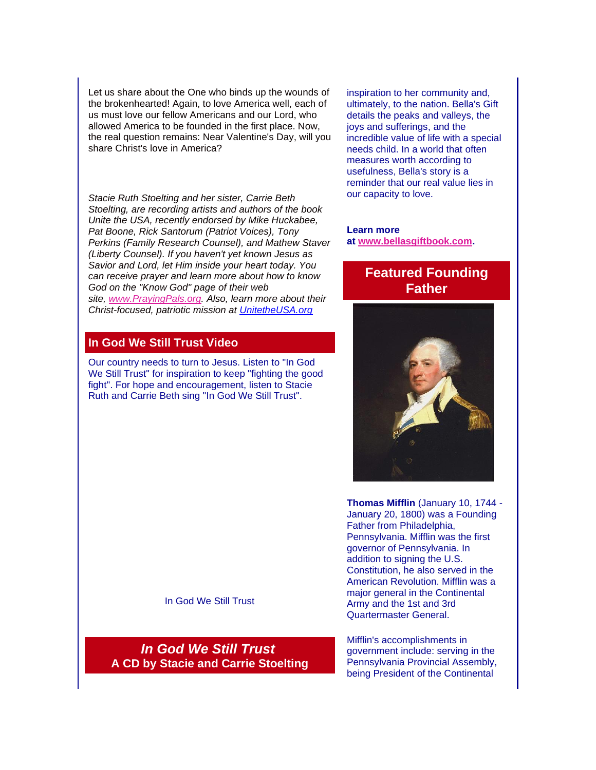Let us share about the One who binds up the wounds of the brokenhearted! Again, to love America well, each of us must love our fellow Americans and our Lord, who allowed America to be founded in the first place. Now, the real question remains: Near Valentine's Day, will you share Christ's love in America?

*Stacie Ruth Stoelting and her sister, Carrie Beth Stoelting, are recording artists and authors of the book Unite the USA, recently endorsed by Mike Huckabee, Pat Boone, Rick Santorum (Patriot Voices), Tony Perkins (Family Research Counsel), and Mathew Staver (Liberty Counsel). If you haven't yet known Jesus as Savior and Lord, let Him inside your heart today. You can receive prayer and learn more about how to know God on the "Know God" page of their web site, www.PrayingPals.org. Also, learn more about their Christ-focused, patriotic mission at UnitetheUSA.org*

## In God We Still Trust Video

Our country needs to turn to Jesus. Listen to "In God We Still Trust" for inspiration to keep "fighting the good fight". For hope and encouragement, listen to Stacie Ruth and Carrie Beth sing "In God We Still Trust".

In God We Still Trust

## *In God We Still Trust*
## A CD by Stacie and Carrie Stoelting

inspiration to her community and, ultimately, to the nation. Bella's Gift details the peaks and valleys, the joys and sufferings, and the incredible value of life with a special needs child. In a world that often measures worth according to usefulness, Bella's story is a reminder that our real value lies in our capacity to love.

**Learn more at www.bellasgiftbook.com.**

## Featured Founding Father

**Thomas Mifflin** (January 10, 1744 - January 20, 1800) was a Founding Father from Philadelphia, Pennsylvania. Mifflin was the first governor of Pennsylvania. In addition to signing the U.S. Constitution, he also served in the American Revolution. Mifflin was a major general in the Continental Army and the 1st and 3rd Quartermaster General.

Mifflin's accomplishments in government include: serving in the Pennsylvania Provincial Assembly, being President of the Continental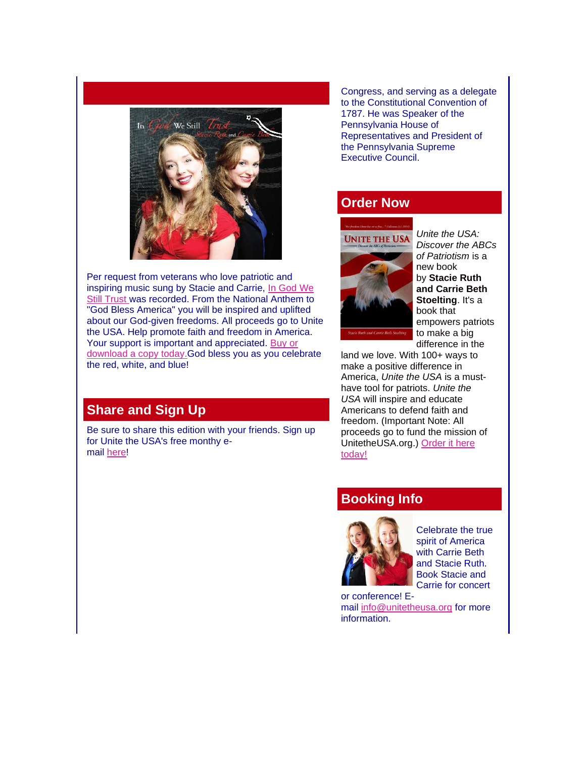Per request from veterans who love patriotic and inspiring music sung by Stacie and Carrie, In God We Still Trust was recorded. From the National Anthem to "God Bless America" you will be inspired and uplifted about our God-given freedoms. All proceeds go to Unite the USA. Help promote faith and freedom in America. Your support is important and appreciated. Buy or download a copy today. God bless you as you celebrate the red, white, and blue!

## Share and Sign Up

Be sure to share this edition with your friends. Sign up for Unite the USA's free monthy e-mail here!

Congress, and serving as a delegate to the Constitutional Convention of 1787. He was Speaker of the Pennsylvania House of Representatives and President of the Pennsylvania Supreme Executive Council.

## Order Now

*Unite the USA: Discover the ABCs of Patriotism* is a new book by **Stacie Ruth and Carrie Beth Stoelting**. It's a book that empowers patriots to make a big difference in the land we love. With 100+ ways to make a positive difference in America, *Unite the USA* is a must-have tool for patriots. *Unite the USA* will inspire and educate Americans to defend faith and freedom. (Important Note: All proceeds go to fund the mission of UnitetheUSA.org.) Order it here today!

## Booking Info

Celebrate the true spirit of America with Carrie Beth and Stacie Ruth. Book Stacie and Carrie for concert or conference! E-mail info@unitetheusa.org for more information.